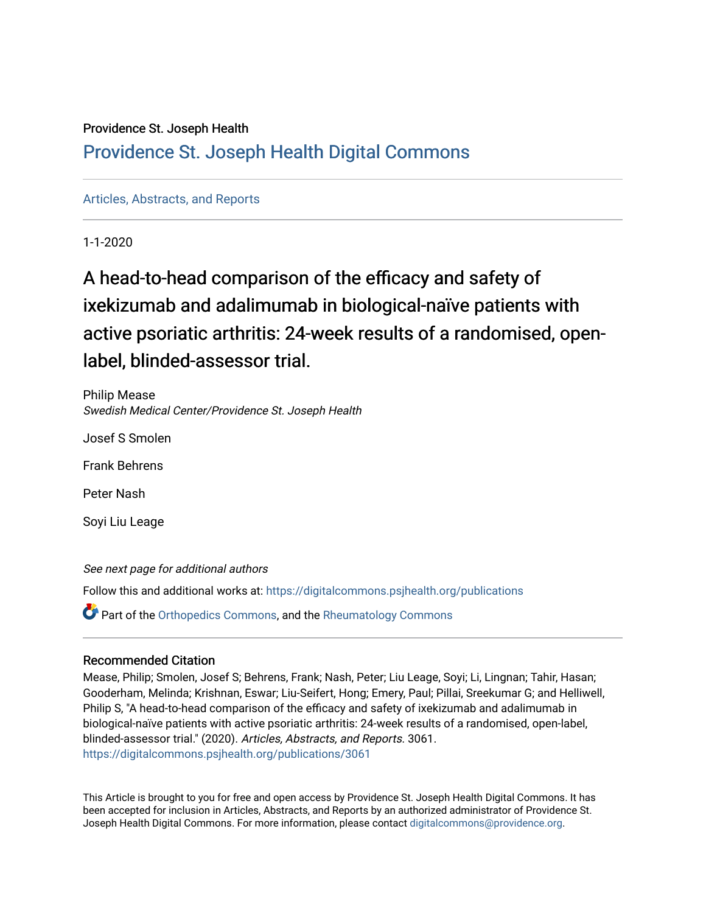Providence St. Joseph Health

# Providence St. Joseph Health Digital Commons

Articles, Abstracts, and Reports

1-1-2020

# A head-to-head comparison of the efficacy and safety of ixekizumab and adalimumab in biological-naïve patients with active psoriatic arthritis: 24-week results of a randomised, open-label, blinded-assessor trial.

Philip Mease
*Swedish Medical Center/Providence St. Joseph Health*

Josef S Smolen

Frank Behrens

Peter Nash

Soyi Liu Leage

*See next page for additional authors*

Follow this and additional works at: https://digitalcommons.psjhealth.org/publications

Part of the Orthopedics Commons, and the Rheumatology Commons

## Recommended Citation

Mease, Philip; Smolen, Josef S; Behrens, Frank; Nash, Peter; Liu Leage, Soyi; Li, Lingnan; Tahir, Hasan; Gooderham, Melinda; Krishnan, Eswar; Liu-Seifert, Hong; Emery, Paul; Pillai, Sreekumar G; and Helliwell, Philip S, "A head-to-head comparison of the efficacy and safety of ixekizumab and adalimumab in biological-naïve patients with active psoriatic arthritis: 24-week results of a randomised, open-label, blinded-assessor trial." (2020). *Articles, Abstracts, and Reports*. 3061.
https://digitalcommons.psjhealth.org/publications/3061

This Article is brought to you for free and open access by Providence St. Joseph Health Digital Commons. It has been accepted for inclusion in Articles, Abstracts, and Reports by an authorized administrator of Providence St. Joseph Health Digital Commons. For more information, please contact digitalcommons@providence.org.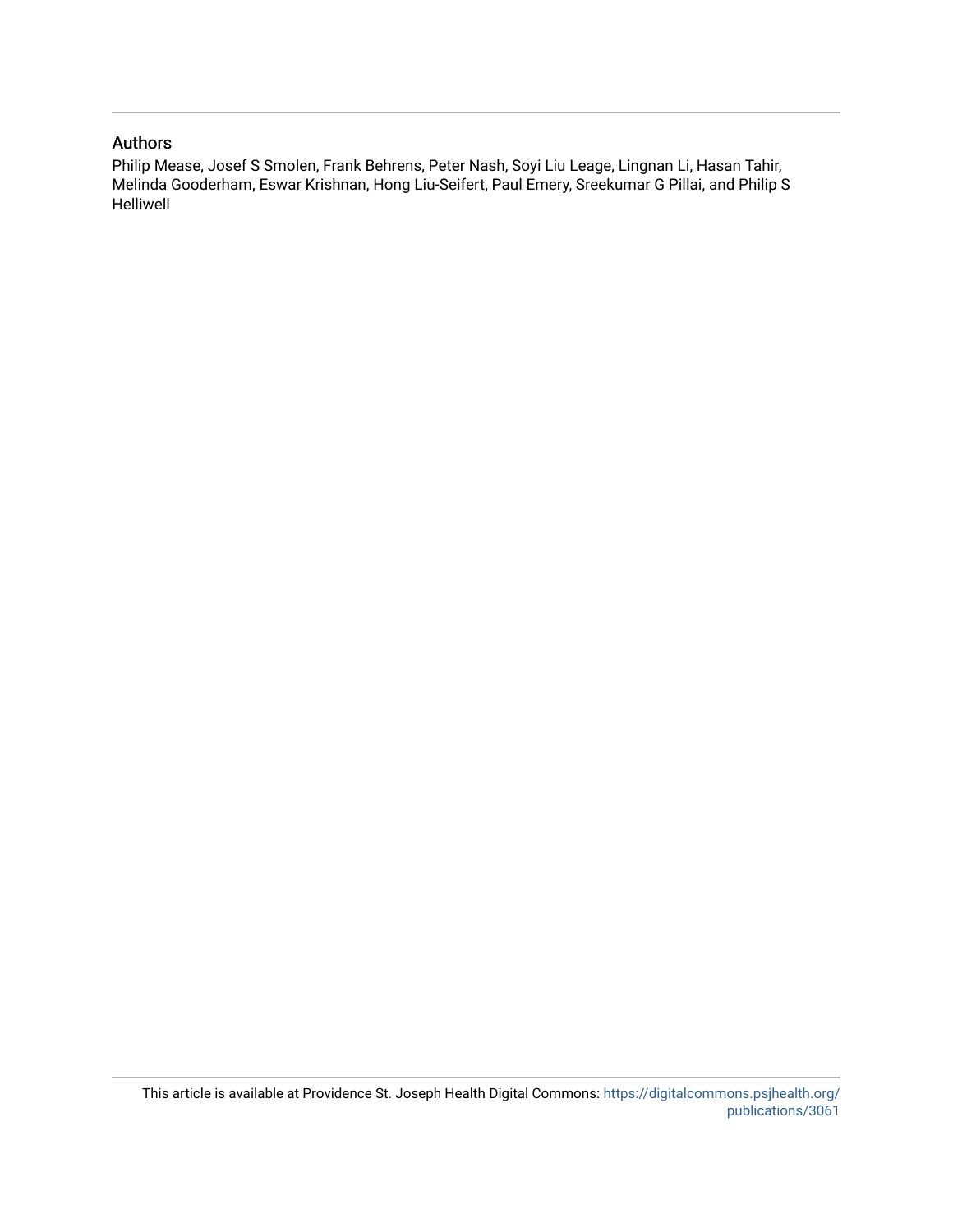## Authors

Philip Mease, Josef S Smolen, Frank Behrens, Peter Nash, Soyi Liu Leage, Lingnan Li, Hasan Tahir, Melinda Gooderham, Eswar Krishnan, Hong Liu-Seifert, Paul Emery, Sreekumar G Pillai, and Philip S Helliwell

This article is available at Providence St. Joseph Health Digital Commons: https://digitalcommons.psjhealth.org/publications/3061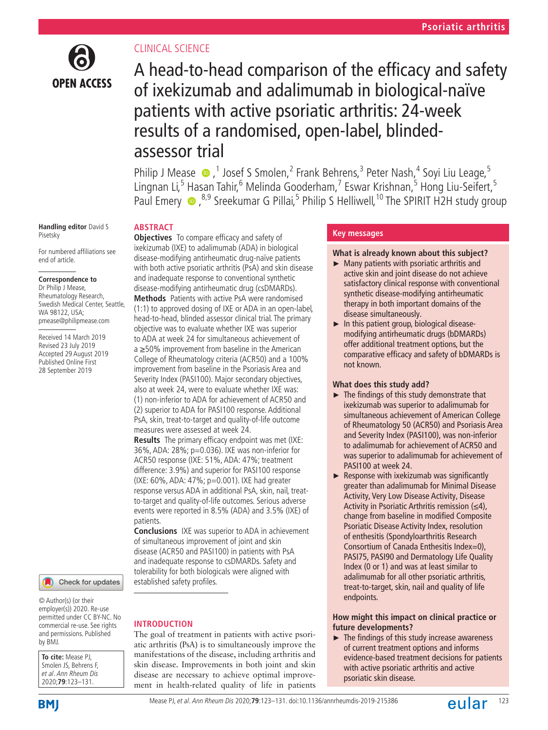CLINICAL SCIENCE

# A head-to-head comparison of the efficacy and safety of ixekizumab and adalimumab in biological-naïve patients with active psoriatic arthritis: 24-week results of a randomised, open-label, blinded-assessor trial

Philip J Mease,[1] Josef S Smolen,[2] Frank Behrens,[3] Peter Nash,[4] Soyi Liu Leage,[5] Lingnan Li,[5] Hasan Tahir,[6] Melinda Gooderham,[7] Eswar Krishnan,[5] Hong Liu-Seifert,[5] Paul Emery,[8,9] Sreekumar G Pillai,[5] Philip S Helliwell,[10] The SPIRIT H2H study group

**Handling editor** David S Pisetsky

For numbered affiliations see end of article.

**Correspondence to**
Dr Philip J Mease, Rheumatology Research, Swedish Medical Center, Seattle, WA 98122, USA; pmease@philipmease.com

Received 14 March 2019
Revised 23 July 2019
Accepted 29 August 2019
Published Online First 28 September 2019

© Author(s) (or their employer(s)) 2020. Re-use permitted under CC BY-NC. No commercial re-use. See rights and permissions. Published by BMJ.

**To cite:** Mease PJ, Smolen JS, Behrens F, *et al. Ann Rheum Dis* 2020;**79**:123–131.

## ABSTRACT

**Objectives** To compare efficacy and safety of ixekizumab (IXE) to adalimumab (ADA) in biological disease-modifying antirheumatic drug-naïve patients with both active psoriatic arthritis (PsA) and skin disease and inadequate response to conventional synthetic disease-modifying antirheumatic drug (csDMARDs).

**Methods** Patients with active PsA were randomised (1:1) to approved dosing of IXE or ADA in an open-label, head-to-head, blinded assessor clinical trial. The primary objective was to evaluate whether IXE was superior to ADA at week 24 for simultaneous achievement of a ≥50% improvement from baseline in the American College of Rheumatology criteria (ACR50) and a 100% improvement from baseline in the Psoriasis Area and Severity Index (PASI100). Major secondary objectives, also at week 24, were to evaluate whether IXE was: (1) non-inferior to ADA for achievement of ACR50 and (2) superior to ADA for PASI100 response. Additional PsA, skin, treat-to-target and quality-of-life outcome measures were assessed at week 24.

**Results** The primary efficacy endpoint was met (IXE: 36%, ADA: 28%; p=0.036). IXE was non-inferior for ACR50 response (IXE: 51%, ADA: 47%; treatment difference: 3.9%) and superior for PASI100 response (IXE: 60%, ADA: 47%; p=0.001). IXE had greater response versus ADA in additional PsA, skin, nail, treat-to-target and quality-of-life outcomes. Serious adverse events were reported in 8.5% (ADA) and 3.5% (IXE) of patients.

**Conclusions** IXE was superior to ADA in achievement of simultaneous improvement of joint and skin disease (ACR50 and PASI100) in patients with PsA and inadequate response to csDMARDs. Safety and tolerability for both biologicals were aligned with established safety profiles.

## Key messages

**What is already known about this subject?**

- Many patients with psoriatic arthritis and active skin and joint disease do not achieve satisfactory clinical response with conventional synthetic disease-modifying antirheumatic therapy in both important domains of the disease simultaneously.
- In this patient group, biological disease-modifying antirheumatic drugs (bDMARDs) offer additional treatment options, but the comparative efficacy and safety of bDMARDs is not known.

**What does this study add?**

- The findings of this study demonstrate that ixekizumab was superior to adalimumab for simultaneous achievement of American College of Rheumatology 50 (ACR50) and Psoriasis Area and Severity Index (PASI100), was non-inferior to adalimumab for achievement of ACR50 and was superior to adalimumab for achievement of PASI100 at week 24.
- Response with ixekizumab was significantly greater than adalimumab for Minimal Disease Activity, Very Low Disease Activity, Disease Activity in Psoriatic Arthritis remission (≤4), change from baseline in modified Composite Psoriatic Disease Activity Index, resolution of enthesitis (Spondyloarthritis Research Consortium of Canada Enthesitis Index=0), PASI75, PASI90 and Dermatology Life Quality Index (0 or 1) and was at least similar to adalimumab for all other psoriatic arthritis, treat-to-target, skin, nail and quality of life endpoints.

**How might this impact on clinical practice or future developments?**

- The findings of this study increase awareness of current treatment options and informs evidence-based treatment decisions for patients with active psoriatic arthritis and active psoriatic skin disease.

## INTRODUCTION

The goal of treatment in patients with active psoriatic arthritis (PsA) is to simultaneously improve the manifestations of the disease, including arthritis and skin disease. Improvements in both joint and skin disease are necessary to achieve optimal improvement in health-related quality of life in patients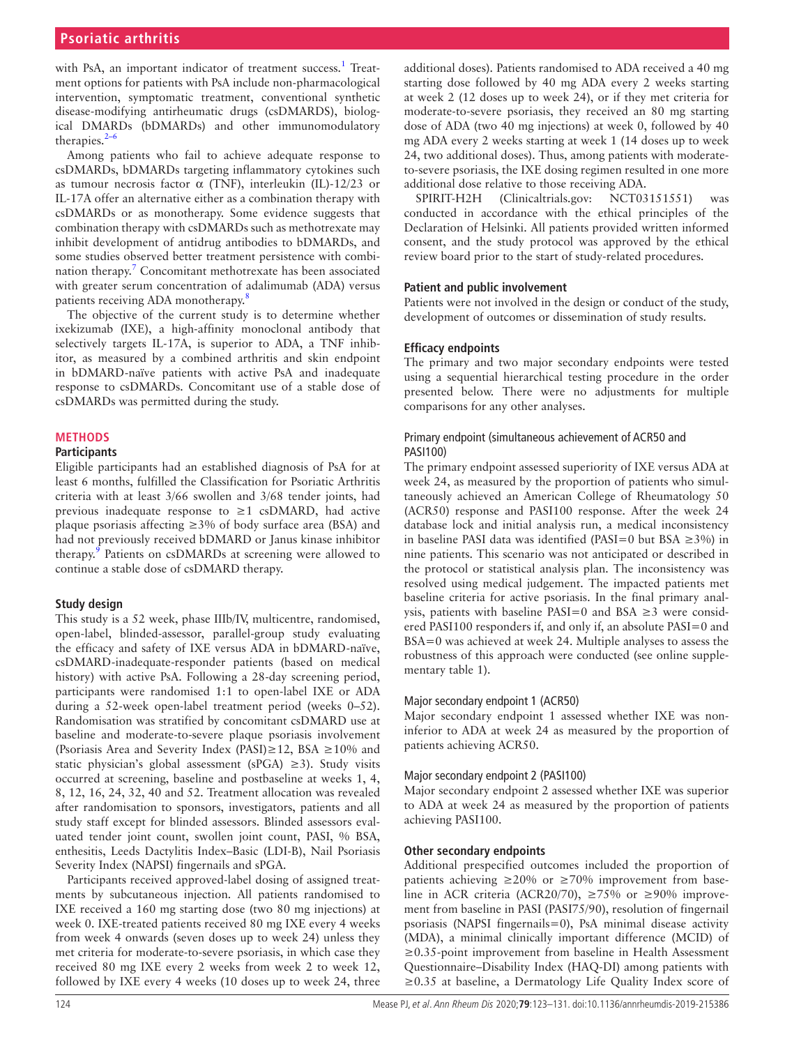with PsA, an important indicator of treatment success.[1] Treatment options for patients with PsA include non-pharmacological intervention, symptomatic treatment, conventional synthetic disease-modifying antirheumatic drugs (csDMARDS), biological DMARDs (bDMARDs) and other immunomodulatory therapies.[2–6]

Among patients who fail to achieve adequate response to csDMARDs, bDMARDs targeting inflammatory cytokines such as tumour necrosis factor α (TNF), interleukin (IL)-12/23 or IL-17A offer an alternative either as a combination therapy with csDMARDs or as monotherapy. Some evidence suggests that combination therapy with csDMARDs such as methotrexate may inhibit development of antidrug antibodies to bDMARDs, and some studies observed better treatment persistence with combination therapy.[7] Concomitant methotrexate has been associated with greater serum concentration of adalimumab (ADA) versus patients receiving ADA monotherapy.[8]

The objective of the current study is to determine whether ixekizumab (IXE), a high-affinity monoclonal antibody that selectively targets IL-17A, is superior to ADA, a TNF inhibitor, as measured by a combined arthritis and skin endpoint in bDMARD-naïve patients with active PsA and inadequate response to csDMARDs. Concomitant use of a stable dose of csDMARDs was permitted during the study.

## METHODS

### Participants

Eligible participants had an established diagnosis of PsA for at least 6 months, fulfilled the Classification for Psoriatic Arthritis criteria with at least 3/66 swollen and 3/68 tender joints, had previous inadequate response to ≥1 csDMARD, had active plaque psoriasis affecting ≥3% of body surface area (BSA) and had not previously received bDMARD or Janus kinase inhibitor therapy.[9] Patients on csDMARDs at screening were allowed to continue a stable dose of csDMARD therapy.

### Study design

This study is a 52 week, phase IIIb/IV, multicentre, randomised, open-label, blinded-assessor, parallel-group study evaluating the efficacy and safety of IXE versus ADA in bDMARD-naïve, csDMARD-inadequate-responder patients (based on medical history) with active PsA. Following a 28-day screening period, participants were randomised 1:1 to open-label IXE or ADA during a 52-week open-label treatment period (weeks 0–52). Randomisation was stratified by concomitant csDMARD use at baseline and moderate-to-severe plaque psoriasis involvement (Psoriasis Area and Severity Index (PASI)≥12, BSA ≥10% and static physician's global assessment (sPGA) ≥3). Study visits occurred at screening, baseline and postbaseline at weeks 1, 4, 8, 12, 16, 24, 32, 40 and 52. Treatment allocation was revealed after randomisation to sponsors, investigators, patients and all study staff except for blinded assessors. Blinded assessors evaluated tender joint count, swollen joint count, PASI, % BSA, enthesitis, Leeds Dactylitis Index–Basic (LDI-B), Nail Psoriasis Severity Index (NAPSI) fingernails and sPGA.

Participants received approved-label dosing of assigned treatments by subcutaneous injection. All patients randomised to IXE received a 160 mg starting dose (two 80 mg injections) at week 0. IXE-treated patients received 80 mg IXE every 4 weeks from week 4 onwards (seven doses up to week 24) unless they met criteria for moderate-to-severe psoriasis, in which case they received 80 mg IXE every 2 weeks from week 2 to week 12, followed by IXE every 4 weeks (10 doses up to week 24, three additional doses). Patients randomised to ADA received a 40 mg starting dose followed by 40 mg ADA every 2 weeks starting at week 2 (12 doses up to week 24), or if they met criteria for moderate-to-severe psoriasis, they received an 80 mg starting dose of ADA (two 40 mg injections) at week 0, followed by 40 mg ADA every 2 weeks starting at week 1 (14 doses up to week 24, two additional doses). Thus, among patients with moderate-to-severe psoriasis, the IXE dosing regimen resulted in one more additional dose relative to those receiving ADA.

SPIRIT-H2H (Clinicaltrials.gov: NCT03151551) was conducted in accordance with the ethical principles of the Declaration of Helsinki. All patients provided written informed consent, and the study protocol was approved by the ethical review board prior to the start of study-related procedures.

### Patient and public involvement

Patients were not involved in the design or conduct of the study, development of outcomes or dissemination of study results.

### Efficacy endpoints

The primary and two major secondary endpoints were tested using a sequential hierarchical testing procedure in the order presented below. There were no adjustments for multiple comparisons for any other analyses.

#### Primary endpoint (simultaneous achievement of ACR50 and PASI100)

The primary endpoint assessed superiority of IXE versus ADA at week 24, as measured by the proportion of patients who simultaneously achieved an American College of Rheumatology 50 (ACR50) response and PASI100 response. After the week 24 database lock and initial analysis run, a medical inconsistency in baseline PASI data was identified (PASI=0 but BSA ≥3%) in nine patients. This scenario was not anticipated or described in the protocol or statistical analysis plan. The inconsistency was resolved using medical judgement. The impacted patients met baseline criteria for active psoriasis. In the final primary analysis, patients with baseline PASI=0 and BSA ≥3 were considered PASI100 responders if, and only if, an absolute PASI=0 and BSA=0 was achieved at week 24. Multiple analyses to assess the robustness of this approach were conducted (see online supplementary table 1).

#### Major secondary endpoint 1 (ACR50)

Major secondary endpoint 1 assessed whether IXE was non-inferior to ADA at week 24 as measured by the proportion of patients achieving ACR50.

#### Major secondary endpoint 2 (PASI100)

Major secondary endpoint 2 assessed whether IXE was superior to ADA at week 24 as measured by the proportion of patients achieving PASI100.

### Other secondary endpoints

Additional prespecified outcomes included the proportion of patients achieving ≥20% or ≥70% improvement from baseline in ACR criteria (ACR20/70), ≥75% or ≥90% improvement from baseline in PASI (PASI75/90), resolution of fingernail psoriasis (NAPSI fingernails=0), PsA minimal disease activity (MDA), a minimal clinically important difference (MCID) of ≥0.35-point improvement from baseline in Health Assessment Questionnaire–Disability Index (HAQ-DI) among patients with ≥0.35 at baseline, a Dermatology Life Quality Index score of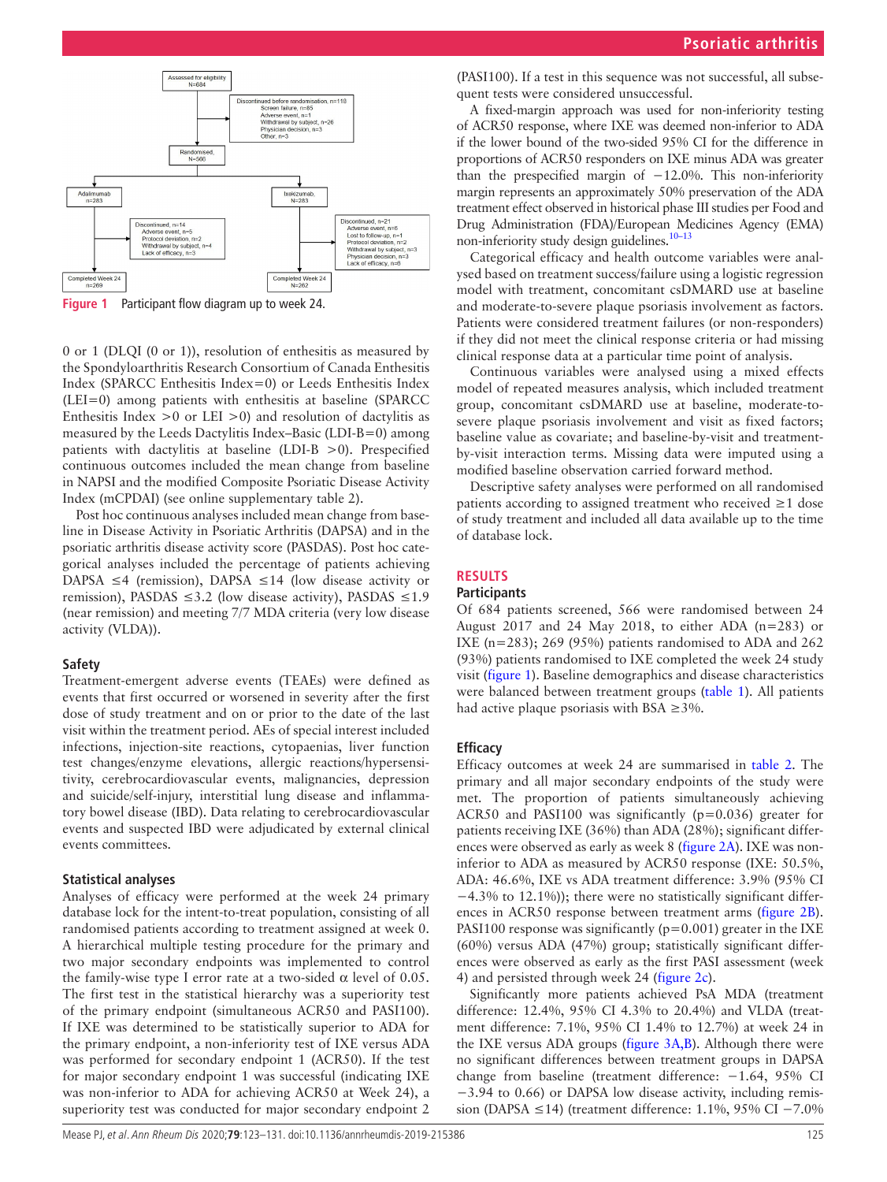Assessed for eligibility
N=684

Discontinued before randomisation, n=118
Screen failure, n=85
Adverse event, n=1
Withdrawal by subject, n=26
Physician decision, n=3
Other, n=3

Randomised,
N=566

Adalimumab
n=283

Discontinued, n=14
Adverse event, n=5
Protocol deviation, n=2
Withdrawal by subject, n=4
Lack of efficacy, n=3

Completed Week 24
n=269

Ixekizumab,
N=283

Discontinued, n=21
Adverse event, n=6
Lost to follow-up, n=1
Protocol deviation, n=2
Withdrawal by subject, n=3
Physician decision, n=3
Lack of efficacy, n=6

Completed Week 24
N=262

**Figure 1** Participant flow diagram up to week 24.

0 or 1 (DLQI (0 or 1)), resolution of enthesitis as measured by the Spondyloarthritis Research Consortium of Canada Enthesitis Index (SPARCC Enthesitis Index=0) or Leeds Enthesitis Index (LEI=0) among patients with enthesitis at baseline (SPARCC Enthesitis Index >0 or LEI >0) and resolution of dactylitis as measured by the Leeds Dactylitis Index–Basic (LDI-B=0) among patients with dactylitis at baseline (LDI-B >0). Prespecified continuous outcomes included the mean change from baseline in NAPSI and the modified Composite Psoriatic Disease Activity Index (mCPDAI) (see online supplementary table 2).

Post hoc continuous analyses included mean change from baseline in Disease Activity in Psoriatic Arthritis (DAPSA) and in the psoriatic arthritis disease activity score (PASDAS). Post hoc categorical analyses included the percentage of patients achieving DAPSA ≤4 (remission), DAPSA ≤14 (low disease activity or remission), PASDAS ≤3.2 (low disease activity), PASDAS ≤1.9 (near remission) and meeting 7/7 MDA criteria (very low disease activity (VLDA)).

### Safety

Treatment-emergent adverse events (TEAEs) were defined as events that first occurred or worsened in severity after the first dose of study treatment and on or prior to the date of the last visit within the treatment period. AEs of special interest included infections, injection-site reactions, cytopaenias, liver function test changes/enzyme elevations, allergic reactions/hypersensitivity, cerebrocardiovascular events, malignancies, depression and suicide/self-injury, interstitial lung disease and inflammatory bowel disease (IBD). Data relating to cerebrocardiovascular events and suspected IBD were adjudicated by external clinical events committees.

### Statistical analyses

Analyses of efficacy were performed at the week 24 primary database lock for the intent-to-treat population, consisting of all randomised patients according to treatment assigned at week 0. A hierarchical multiple testing procedure for the primary and two major secondary endpoints was implemented to control the family-wise type I error rate at a two-sided $\alpha$ level of 0.05. The first test in the statistical hierarchy was a superiority test of the primary endpoint (simultaneous ACR50 and PASI100). If IXE was determined to be statistically superior to ADA for the primary endpoint, a non-inferiority test of IXE versus ADA was performed for secondary endpoint 1 (ACR50). If the test for major secondary endpoint 1 was successful (indicating IXE was non-inferior to ADA for achieving ACR50 at Week 24), a superiority test was conducted for major secondary endpoint 2 (PASI100). If a test in this sequence was not successful, all subsequent tests were considered unsuccessful.

A fixed-margin approach was used for non-inferiority testing of ACR50 response, where IXE was deemed non-inferior to ADA if the lower bound of the two-sided 95% CI for the difference in proportions of ACR50 responders on IXE minus ADA was greater than the prespecified margin of −12.0%. This non-inferiority margin represents an approximately 50% preservation of the ADA treatment effect observed in historical phase III studies per Food and Drug Administration (FDA)/European Medicines Agency (EMA) non-inferiority study design guidelines.[10–13]

Categorical efficacy and health outcome variables were analysed based on treatment success/failure using a logistic regression model with treatment, concomitant csDMARD use at baseline and moderate-to-severe plaque psoriasis involvement as factors. Patients were considered treatment failures (or non-responders) if they did not meet the clinical response criteria or had missing clinical response data at a particular time point of analysis.

Continuous variables were analysed using a mixed effects model of repeated measures analysis, which included treatment group, concomitant csDMARD use at baseline, moderate-to-severe plaque psoriasis involvement and visit as fixed factors; baseline value as covariate; and baseline-by-visit and treatment-by-visit interaction terms. Missing data were imputed using a modified baseline observation carried forward method.

Descriptive safety analyses were performed on all randomised patients according to assigned treatment who received ≥1 dose of study treatment and included all data available up to the time of database lock.

## RESULTS

### Participants

Of 684 patients screened, 566 were randomised between 24 August 2017 and 24 May 2018, to either ADA (n=283) or IXE (n=283); 269 (95%) patients randomised to ADA and 262 (93%) patients randomised to IXE completed the week 24 study visit (figure 1). Baseline demographics and disease characteristics were balanced between treatment groups (table 1). All patients had active plaque psoriasis with BSA ≥3%.

### Efficacy

Efficacy outcomes at week 24 are summarised in table 2. The primary and all major secondary endpoints of the study were met. The proportion of patients simultaneously achieving ACR50 and PASI100 was significantly (p=0.036) greater for patients receiving IXE (36%) than ADA (28%); significant differences were observed as early as week 8 (figure 2A). IXE was non-inferior to ADA as measured by ACR50 response (IXE: 50.5%, ADA: 46.6%, IXE vs ADA treatment difference: 3.9% (95% CI −4.3% to 12.1%)); there were no statistically significant differences in ACR50 response between treatment arms (figure 2B). PASI100 response was significantly (p=0.001) greater in the IXE (60%) versus ADA (47%) group; statistically significant differences were observed as early as the first PASI assessment (week 4) and persisted through week 24 (figure 2c).

Significantly more patients achieved PsA MDA (treatment difference: 12.4%, 95% CI 4.3% to 20.4%) and VLDA (treatment difference: 7.1%, 95% CI 1.4% to 12.7%) at week 24 in the IXE versus ADA groups (figure 3A,B). Although there were no significant differences between treatment groups in DAPSA change from baseline (treatment difference: −1.64, 95% CI −3.94 to 0.66) or DAPSA low disease activity, including remission (DAPSA ≤14) (treatment difference: 1.1%, 95% CI −7.0%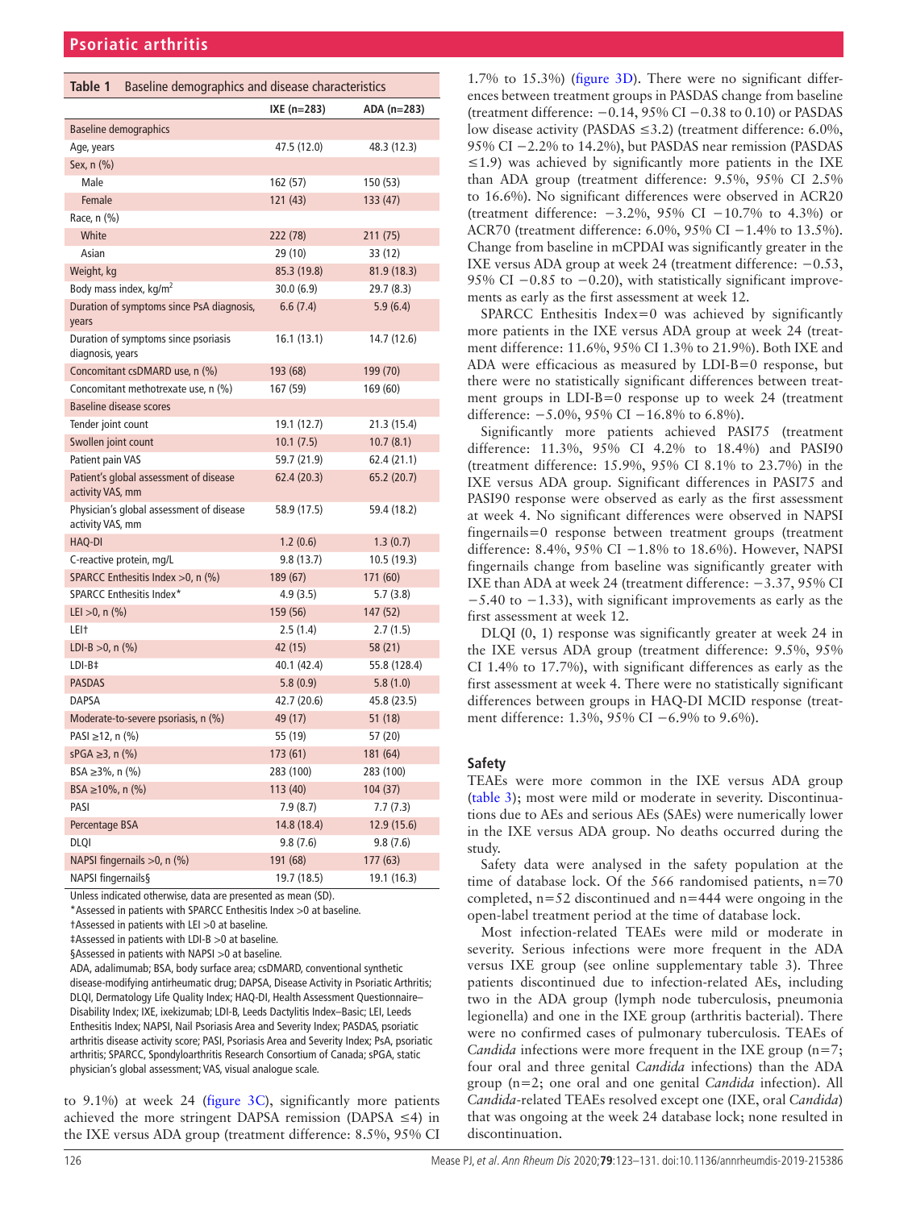**Table 1** Baseline demographics and disease characteristics

| | IXE (n=283) | ADA (n=283) |
|---|---|---|
| Baseline demographics | | |
| Age, years | 47.5 (12.0) | 48.3 (12.3) |
| Sex, n (%) | | |
| Male | 162 (57) | 150 (53) |
| Female | 121 (43) | 133 (47) |
| Race, n (%) | | |
| White | 222 (78) | 211 (75) |
| Asian | 29 (10) | 33 (12) |
| Weight, kg | 85.3 (19.8) | 81.9 (18.3) |
| Body mass index, kg/m$^2$ | 30.0 (6.9) | 29.7 (8.3) |
| Duration of symptoms since PsA diagnosis, years | 6.6 (7.4) | 5.9 (6.4) |
| Duration of symptoms since psoriasis diagnosis, years | 16.1 (13.1) | 14.7 (12.6) |
| Concomitant csDMARD use, n (%) | 193 (68) | 199 (70) |
| Concomitant methotrexate use, n (%) | 167 (59) | 169 (60) |
| Baseline disease scores | | |
| Tender joint count | 19.1 (12.7) | 21.3 (15.4) |
| Swollen joint count | 10.1 (7.5) | 10.7 (8.1) |
| Patient pain VAS | 59.7 (21.9) | 62.4 (21.1) |
| Patient's global assessment of disease activity VAS, mm | 62.4 (20.3) | 65.2 (20.7) |
| Physician's global assessment of disease activity VAS, mm | 58.9 (17.5) | 59.4 (18.2) |
| HAQ-DI | 1.2 (0.6) | 1.3 (0.7) |
| C-reactive protein, mg/L | 9.8 (13.7) | 10.5 (19.3) |
| SPARCC Enthesitis Index >0, n (%) | 189 (67) | 171 (60) |
| SPARCC Enthesitis Index* | 4.9 (3.5) | 5.7 (3.8) |
| LEI >0, n (%) | 159 (56) | 147 (52) |
| LEI† | 2.5 (1.4) | 2.7 (1.5) |
| LDI-B >0, n (%) | 42 (15) | 58 (21) |
| LDI-B‡ | 40.1 (42.4) | 55.8 (128.4) |
| PASDAS | 5.8 (0.9) | 5.8 (1.0) |
| DAPSA | 42.7 (20.6) | 45.8 (23.5) |
| Moderate-to-severe psoriasis, n (%) | 49 (17) | 51 (18) |
| PASI ≥12, n (%) | 55 (19) | 57 (20) |
| sPGA ≥3, n (%) | 173 (61) | 181 (64) |
| BSA ≥3%, n (%) | 283 (100) | 283 (100) |
| BSA ≥10%, n (%) | 113 (40) | 104 (37) |
| PASI | 7.9 (8.7) | 7.7 (7.3) |
| Percentage BSA | 14.8 (18.4) | 12.9 (15.6) |
| DLQI | 9.8 (7.6) | 9.8 (7.6) |
| NAPSI fingernails >0, n (%) | 191 (68) | 177 (63) |
| NAPSI fingernails§ | 19.7 (18.5) | 19.1 (16.3) |

Unless indicated otherwise, data are presented as mean (SD).
*Assessed in patients with SPARCC Enthesitis Index >0 at baseline.
†Assessed in patients with LEI >0 at baseline.
‡Assessed in patients with LDI-B >0 at baseline.
§Assessed in patients with NAPSI >0 at baseline.
ADA, adalimumab; BSA, body surface area; csDMARD, conventional synthetic disease-modifying antirheumatic drug; DAPSA, Disease Activity in Psoriatic Arthritis; DLQI, Dermatology Life Quality Index; HAQ-DI, Health Assessment Questionnaire–Disability Index; IXE, ixekizumab; LDI-B, Leeds Dactylitis Index–Basic; LEI, Leeds Enthesitis Index; NAPSI, Nail Psoriasis Area and Severity Index; PASDAS, psoriatic arthritis disease activity score; PASI, Psoriasis Area and Severity Index; PsA, psoriatic arthritis; SPARCC, Spondyloarthritis Research Consortium of Canada; sPGA, static physician's global assessment; VAS, visual analogue scale.

to 9.1%) at week 24 (figure 3C), significantly more patients achieved the more stringent DAPSA remission (DAPSA ≤4) in the IXE versus ADA group (treatment difference: 8.5%, 95% CI 1.7% to 15.3%) (figure 3D). There were no significant differences between treatment groups in PASDAS change from baseline (treatment difference: −0.14, 95% CI −0.38 to 0.10) or PASDAS low disease activity (PASDAS ≤3.2) (treatment difference: 6.0%, 95% CI −2.2% to 14.2%), but PASDAS near remission (PASDAS ≤1.9) was achieved by significantly more patients in the IXE than ADA group (treatment difference: 9.5%, 95% CI 2.5% to 16.6%). No significant differences were observed in ACR20 (treatment difference: −3.2%, 95% CI −10.7% to 4.3%) or ACR70 (treatment difference: 6.0%, 95% CI −1.4% to 13.5%). Change from baseline in mCPDAI was significantly greater in the IXE versus ADA group at week 24 (treatment difference: −0.53, 95% CI −0.85 to −0.20), with statistically significant improvements as early as the first assessment at week 12.

SPARCC Enthesitis Index=0 was achieved by significantly more patients in the IXE versus ADA group at week 24 (treatment difference: 11.6%, 95% CI 1.3% to 21.9%). Both IXE and ADA were efficacious as measured by LDI-B=0 response, but there were no statistically significant differences between treatment groups in LDI-B=0 response up to week 24 (treatment difference: −5.0%, 95% CI −16.8% to 6.8%).

Significantly more patients achieved PASI75 (treatment difference: 11.3%, 95% CI 4.2% to 18.4%) and PASI90 (treatment difference: 15.9%, 95% CI 8.1% to 23.7%) in the IXE versus ADA group. Significant differences in PASI75 and PASI90 response were observed as early as the first assessment at week 4. No significant differences were observed in NAPSI fingernails=0 response between treatment groups (treatment difference: 8.4%, 95% CI −1.8% to 18.6%). However, NAPSI fingernails change from baseline was significantly greater with IXE than ADA at week 24 (treatment difference: −3.37, 95% CI −5.40 to −1.33), with significant improvements as early as the first assessment at week 12.

DLQI (0, 1) response was significantly greater at week 24 in the IXE versus ADA group (treatment difference: 9.5%, 95% CI 1.4% to 17.7%), with significant differences as early as the first assessment at week 4. There were no statistically significant differences between groups in HAQ-DI MCID response (treatment difference: 1.3%, 95% CI −6.9% to 9.6%).

## Safety

TEAEs were more common in the IXE versus ADA group (table 3); most were mild or moderate in severity. Discontinuations due to AEs and serious AEs (SAEs) were numerically lower in the IXE versus ADA group. No deaths occurred during the study.

Safety data were analysed in the safety population at the time of database lock. Of the 566 randomised patients, n=70 completed, n=52 discontinued and n=444 were ongoing in the open-label treatment period at the time of database lock.

Most infection-related TEAEs were mild or moderate in severity. Serious infections were more frequent in the ADA versus IXE group (see online supplementary table 3). Three patients discontinued due to infection-related AEs, including two in the ADA group (lymph node tuberculosis, pneumonia legionella) and one in the IXE group (arthritis bacterial). There were no confirmed cases of pulmonary tuberculosis. TEAEs of *Candida* infections were more frequent in the IXE group (n=7; four oral and three genital *Candida* infections) than the ADA group (n=2; one oral and one genital *Candida* infection). All *Candida*-related TEAEs resolved except one (IXE, oral *Candida*) that was ongoing at the week 24 database lock; none resulted in discontinuation.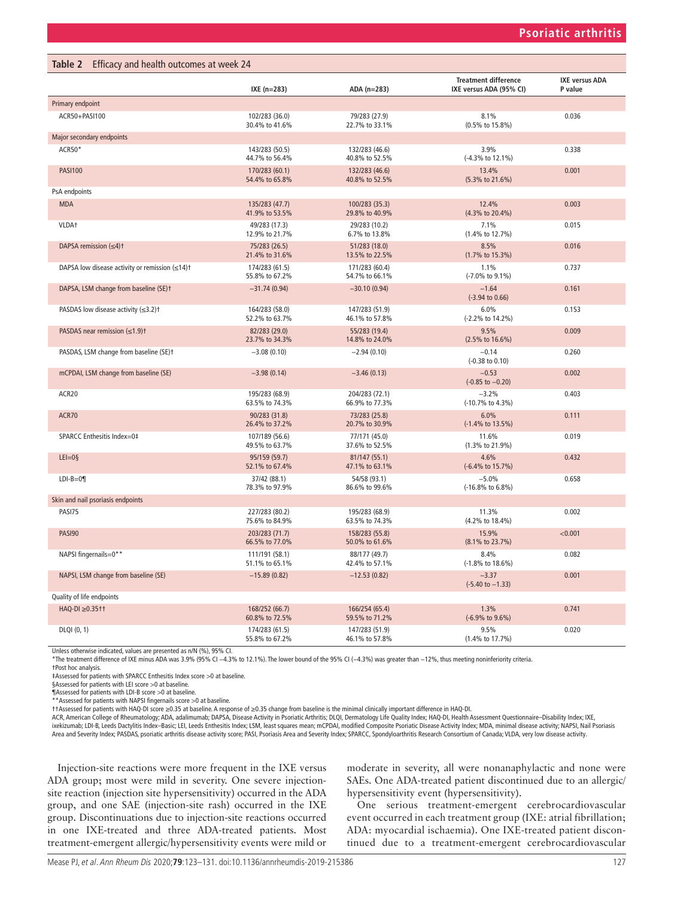**Table 2** Efficacy and health outcomes at week 24

| | IXE (n=283) | ADA (n=283) | Treatment difference IXE versus ADA (95% CI) | IXE versus ADA P value |
|---|---|---|---|---|
| **Primary endpoint** | | | | |
| ACR50+PASI100 | 102/283 (36.0) 30.4% to 41.6% | 79/283 (27.9) 22.7% to 33.1% | 8.1% (0.5% to 15.8%) | 0.036 |
| **Major secondary endpoints** | | | | |
| ACR50* | 143/283 (50.5) 44.7% to 56.4% | 132/283 (46.6) 40.8% to 52.5% | 3.9% (-4.3% to 12.1%) | 0.338 |
| PASI100 | 170/283 (60.1) 54.4% to 65.8% | 132/283 (46.6) 40.8% to 52.5% | 13.4% (5.3% to 21.6%) | 0.001 |
| **PsA endpoints** | | | | |
| MDA | 135/283 (47.7) 41.9% to 53.5% | 100/283 (35.3) 29.8% to 40.9% | 12.4% (4.3% to 20.4%) | 0.003 |
| VLDA† | 49/283 (17.3) 12.9% to 21.7% | 29/283 (10.2) 6.7% to 13.8% | 7.1% (1.4% to 12.7%) | 0.015 |
| DAPSA remission (≤4)† | 75/283 (26.5) 21.4% to 31.6% | 51/283 (18.0) 13.5% to 22.5% | 8.5% (1.7% to 15.3%) | 0.016 |
| DAPSA low disease activity or remission (≤14)† | 174/283 (61.5) 55.8% to 67.2% | 171/283 (60.4) 54.7% to 66.1% | 1.1% (-7.0% to 9.1%) | 0.737 |
| DAPSA, LSM change from baseline (SE)† | −31.74 (0.94) | −30.10 (0.94) | −1.64 (-3.94 to 0.66) | 0.161 |
| PASDAS low disease activity (≤3.2)† | 164/283 (58.0) 52.2% to 63.7% | 147/283 (51.9) 46.1% to 57.8% | 6.0% (-2.2% to 14.2%) | 0.153 |
| PASDAS near remission (≤1.9)† | 82/283 (29.0) 23.7% to 34.3% | 55/283 (19.4) 14.8% to 24.0% | 9.5% (2.5% to 16.6%) | 0.009 |
| PASDAS, LSM change from baseline (SE)† | −3.08 (0.10) | −2.94 (0.10) | −0.14 (-0.38 to 0.10) | 0.260 |
| mCPDAI, LSM change from baseline (SE) | −3.98 (0.14) | −3.46 (0.13) | −0.53 (-0.85 to −0.20) | 0.002 |
| ACR20 | 195/283 (68.9) 63.5% to 74.3% | 204/283 (72.1) 66.9% to 77.3% | −3.2% (-10.7% to 4.3%) | 0.403 |
| ACR70 | 90/283 (31.8) 26.4% to 37.2% | 73/283 (25.8) 20.7% to 30.9% | 6.0% (-1.4% to 13.5%) | 0.111 |
| SPARCC Enthesitis Index=0‡ | 107/189 (56.6) 49.5% to 63.7% | 77/171 (45.0) 37.6% to 52.5% | 11.6% (1.3% to 21.9%) | 0.019 |
| LEI=0§ | 95/159 (59.7) 52.1% to 67.4% | 81/147 (55.1) 47.1% to 63.1% | 4.6% (-6.4% to 15.7%) | 0.432 |
| LDI-B=0¶ | 37/42 (88.1) 78.3% to 97.9% | 54/58 (93.1) 86.6% to 99.6% | −5.0% (-16.8% to 6.8%) | 0.658 |
| **Skin and nail psoriasis endpoints** | | | | |
| PASI75 | 227/283 (80.2) 75.6% to 84.9% | 195/283 (68.9) 63.5% to 74.3% | 11.3% (4.2% to 18.4%) | 0.002 |
| PASI90 | 203/283 (71.7) 66.5% to 77.0% | 158/283 (55.8) 50.0% to 61.6% | 15.9% (8.1% to 23.7%) | <0.001 |
| NAPSI fingernails=0** | 111/191 (58.1) 51.1% to 65.1% | 88/177 (49.7) 42.4% to 57.1% | 8.4% (-1.8% to 18.6%) | 0.082 |
| NAPSI, LSM change from baseline (SE) | −15.89 (0.82) | −12.53 (0.82) | −3.37 (-5.40 to −1.33) | 0.001 |
| **Quality of life endpoints** | | | | |
| HAQ-DI ≥0.35†† | 168/252 (66.7) 60.8% to 72.5% | 166/254 (65.4) 59.5% to 71.2% | 1.3% (-6.9% to 9.6%) | 0.741 |
| DLQI (0, 1) | 174/283 (61.5) 55.8% to 67.2% | 147/283 (51.9) 46.1% to 57.8% | 9.5% (1.4% to 17.7%) | 0.020 |

Unless otherwise indicated, values are presented as n/N (%), 95% CI.
*The treatment difference of IXE minus ADA was 3.9% (95% CI −4.3% to 12.1%). The lower bound of the 95% CI (−4.3%) was greater than −12%, thus meeting noninferiority criteria.
†Post hoc analysis.
‡Assessed for patients with SPARCC Enthesitis Index score >0 at baseline.
§Assessed for patients with LEI score >0 at baseline.
¶Assessed for patients with LDI-B score >0 at baseline.
**Assessed for patients with NAPSI fingernails score >0 at baseline.
††Assessed for patients with HAQ-DI score ≥0.35 at baseline. A response of ≥0.35 change from baseline is the minimal clinically important difference in HAQ-DI.
ACR, American College of Rheumatology; ADA, adalimumab; DAPSA, Disease Activity in Psoriatic Arthritis; DLQI, Dermatology Life Quality Index; HAQ-DI, Health Assessment Questionnaire–Disability Index; IXE, ixekizumab; LDI-B, Leeds Dactylitis Index–Basic; LEI, Leeds Enthesitis Index; LSM, least squares mean; mCPDAI, modified Composite Psoriatic Disease Activity Index; MDA, minimal disease activity; NAPSI, Nail Psoriasis Area and Severity Index; PASDAS, psoriatic arthritis disease activity score; PASI, Psoriasis Area and Severity Index; SPARCC, Spondyloarthritis Research Consortium of Canada; VLDA, very low disease activity.

Injection-site reactions were more frequent in the IXE versus ADA group; most were mild in severity. One severe injection-site reaction (injection site hypersensitivity) occurred in the ADA group, and one SAE (injection-site rash) occurred in the IXE group. Discontinuations due to injection-site reactions occurred in one IXE-treated and three ADA-treated patients. Most treatment-emergent allergic/hypersensitivity events were mild or moderate in severity, all were nonanaphylactic and none were SAEs. One ADA-treated patient discontinued due to an allergic/hypersensitivity event (hypersensitivity).

One serious treatment-emergent cerebrocardiovascular event occurred in each treatment group (IXE: atrial fibrillation; ADA: myocardial ischaemia). One IXE-treated patient discontinued due to a treatment-emergent cerebrocardiovascular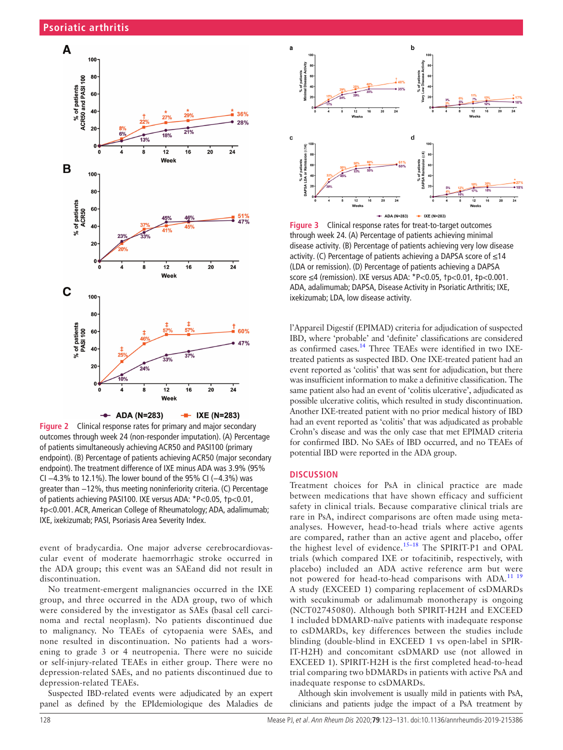Figure 2 Clinical response rates for primary and major secondary outcomes through week 24 (non-responder imputation). (A) Percentage of patients simultaneously achieving ACR50 and PASI100 (primary endpoint). (B) Percentage of patients achieving ACR50 (major secondary endpoint). The treatment difference of IXE minus ADA was 3.9% (95% CI −4.3% to 12.1%). The lower bound of the 95% CI (−4.3%) was greater than −12%, thus meeting noninferiority criteria. (C) Percentage of patients achieving PASI100. IXE versus ADA: *P<0.05, †p<0.01, ‡p<0.001. ACR, American College of Rheumatology; ADA, adalimumab; IXE, ixekizumab; PASI, Psoriasis Area Severity Index.

Figure 3 Clinical response rates for treat-to-target outcomes through week 24. (A) Percentage of patients achieving minimal disease activity. (B) Percentage of patients achieving very low disease activity. (C) Percentage of patients achieving a DAPSA score of ≤14 (LDA or remission). (D) Percentage of patients achieving a DAPSA score ≤4 (remission). IXE versus ADA: *P<0.05, †p<0.01, ‡p<0.001. ADA, adalimumab; DAPSA, Disease Activity in Psoriatic Arthritis; IXE, ixekizumab; LDA, low disease activity.

event of bradycardia. One major adverse cerebrocardiovascular event of moderate haemorrhagic stroke occurred in the ADA group; this event was an SAEand did not result in discontinuation.

No treatment-emergent malignancies occurred in the IXE group, and three occurred in the ADA group, two of which were considered by the investigator as SAEs (basal cell carcinoma and rectal neoplasm). No patients discontinued due to malignancy. No TEAEs of cytopaenia were SAEs, and none resulted in discontinuation. No patients had a worsening to grade 3 or 4 neutropenia. There were no suicide or self-injury-related TEAEs in either group. There were no depression-related SAEs, and no patients discontinued due to depression-related TEAEs.

Suspected IBD-related events were adjudicated by an expert panel as defined by the EPIdemiologique des Maladies de l'Appareil Digestif (EPIMAD) criteria for adjudication of suspected IBD, where 'probable' and 'definite' classifications are considered as confirmed cases.[14] Three TEAEs were identified in two IXE-treated patients as suspected IBD. One IXE-treated patient had an event reported as 'colitis' that was sent for adjudication, but there was insufficient information to make a definitive classification. The same patient also had an event of 'colitis ulcerative', adjudicated as possible ulcerative colitis, which resulted in study discontinuation. Another IXE-treated patient with no prior medical history of IBD had an event reported as 'colitis' that was adjudicated as probable Crohn's disease and was the only case that met EPIMAD criteria for confirmed IBD. No SAEs of IBD occurred, and no TEAEs of potential IBD were reported in the ADA group.

## DISCUSSION

Treatment choices for PsA in clinical practice are made between medications that have shown efficacy and sufficient safety in clinical trials. Because comparative clinical trials are rare in PsA, indirect comparisons are often made using meta-analyses. However, head-to-head trials where active agents are compared, rather than an active agent and placebo, offer the highest level of evidence.[15–18] The SPIRIT-P1 and OPAL trials (which compared IXE or tofacitinib, respectively, with placebo) included an ADA active reference arm but were not powered for head-to-head comparisons with ADA.[11 19] A study (EXCEED 1) comparing replacement of csDMARDs with secukinumab or adalimumab monotherapy is ongoing (NCT02745080). Although both SPIRIT-H2H and EXCEED 1 included bDMARD-naïve patients with inadequate response to csDMARDs, key differences between the studies include blinding (double-blind in EXCEED 1 vs open-label in SPIRIT-H2H) and concomitant csDMARD use (not allowed in EXCEED 1). SPIRIT-H2H is the first completed head-to-head trial comparing two bDMARDs in patients with active PsA and inadequate response to csDMARDs.

Although skin involvement is usually mild in patients with PsA, clinicians and patients judge the impact of a PsA treatment by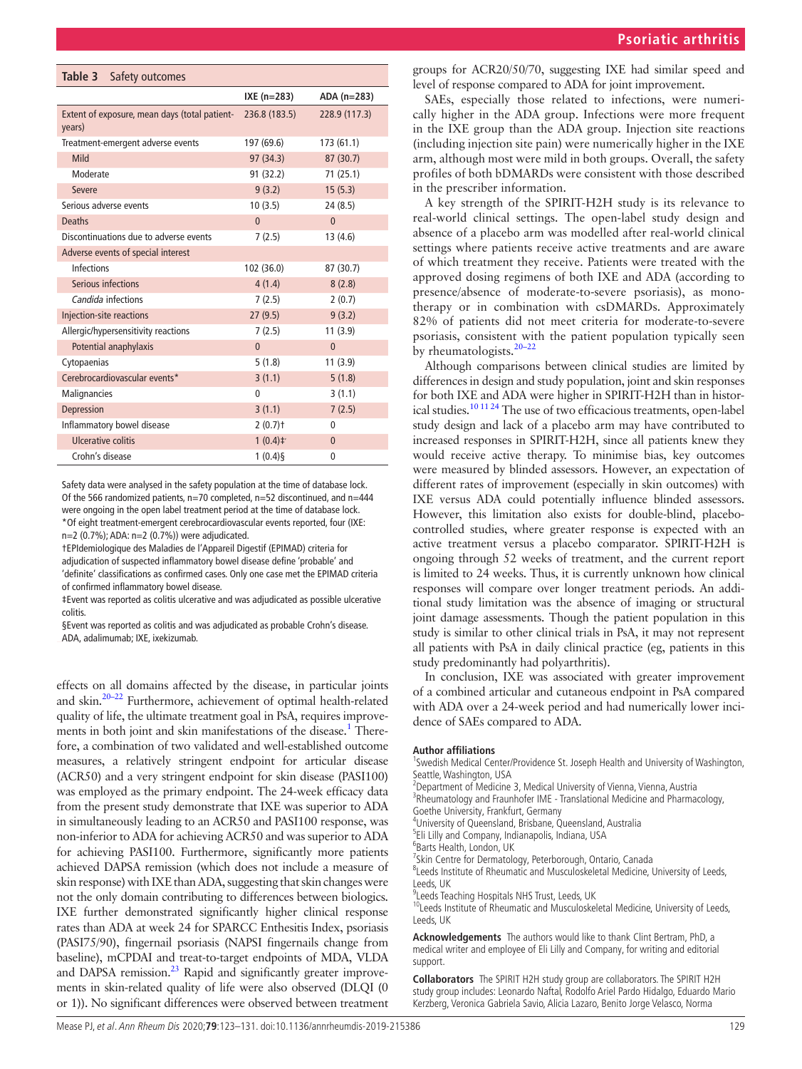**Table 3** Safety outcomes

| | IXE (n=283) | ADA (n=283) |
|---|---|---|
| Extent of exposure, mean days (total patient-years) | 236.8 (183.5) | 228.9 (117.3) |
| Treatment-emergent adverse events | 197 (69.6) | 173 (61.1) |
| Mild | 97 (34.3) | 87 (30.7) |
| Moderate | 91 (32.2) | 71 (25.1) |
| Severe | 9 (3.2) | 15 (5.3) |
| Serious adverse events | 10 (3.5) | 24 (8.5) |
| Deaths | 0 | 0 |
| Discontinuations due to adverse events | 7 (2.5) | 13 (4.6) |
| Adverse events of special interest | | |
| Infections | 102 (36.0) | 87 (30.7) |
| Serious infections | 4 (1.4) | 8 (2.8) |
| *Candida* infections | 7 (2.5) | 2 (0.7) |
| Injection-site reactions | 27 (9.5) | 9 (3.2) |
| Allergic/hypersensitivity reactions | 7 (2.5) | 11 (3.9) |
| Potential anaphylaxis | 0 | 0 |
| Cytopaenias | 5 (1.8) | 11 (3.9) |
| Cerebrocardiovascular events* | 3 (1.1) | 5 (1.8) |
| Malignancies | 0 | 3 (1.1) |
| Depression | 3 (1.1) | 7 (2.5) |
| Inflammatory bowel disease | 2 (0.7)† | 0 |
| Ulcerative colitis | 1 (0.4)‡ | 0 |
| Crohn's disease | 1 (0.4)§ | 0 |

Safety data were analysed in the safety population at the time of database lock. Of the 566 randomized patients, n=70 completed, n=52 discontinued, and n=444 were ongoing in the open label treatment period at the time of database lock.
*Of eight treatment-emergent cerebrocardiovascular events reported, four (IXE: n=2 (0.7%); ADA: n=2 (0.7%)) were adjudicated.
†EPIdemiologique des Maladies de l'Appareil Digestif (EPIMAD) criteria for adjudication of suspected inflammatory bowel disease define 'probable' and 'definite' classifications as confirmed cases. Only one case met the EPIMAD criteria of confirmed inflammatory bowel disease.
‡Event was reported as colitis ulcerative and was adjudicated as possible ulcerative colitis.
§Event was reported as colitis and was adjudicated as probable Crohn's disease.
ADA, adalimumab; IXE, ixekizumab.

effects on all domains affected by the disease, in particular joints and skin.[20–22] Furthermore, achievement of optimal health-related quality of life, the ultimate treatment goal in PsA, requires improvements in both joint and skin manifestations of the disease.[1] Therefore, a combination of two validated and well-established outcome measures, a relatively stringent endpoint for articular disease (ACR50) and a very stringent endpoint for skin disease (PASI100) was employed as the primary endpoint. The 24-week efficacy data from the present study demonstrate that IXE was superior to ADA in simultaneously leading to an ACR50 and PASI100 response, was non-inferior to ADA for achieving ACR50 and was superior to ADA for achieving PASI100. Furthermore, significantly more patients achieved DAPSA remission (which does not include a measure of skin response) with IXE than ADA, suggesting that skin changes were not the only domain contributing to differences between biologics. IXE further demonstrated significantly higher clinical response rates than ADA at week 24 for SPARCC Enthesitis Index, psoriasis (PASI75/90), fingernail psoriasis (NAPSI fingernails change from baseline), mCPDAI and treat-to-target endpoints of MDA, VLDA and DAPSA remission.[23] Rapid and significantly greater improvements in skin-related quality of life were also observed (DLQI (0 or 1)). No significant differences were observed between treatment groups for ACR20/50/70, suggesting IXE had similar speed and level of response compared to ADA for joint improvement.

SAEs, especially those related to infections, were numerically higher in the ADA group. Infections were more frequent in the IXE group than the ADA group. Injection site reactions (including injection site pain) were numerically higher in the IXE arm, although most were mild in both groups. Overall, the safety profiles of both bDMARDs were consistent with those described in the prescriber information.

A key strength of the SPIRIT-H2H study is its relevance to real-world clinical settings. The open-label study design and absence of a placebo arm was modelled after real-world clinical settings where patients receive active treatments and are aware of which treatment they receive. Patients were treated with the approved dosing regimens of both IXE and ADA (according to presence/absence of moderate-to-severe psoriasis), as monotherapy or in combination with csDMARDs. Approximately 82% of patients did not meet criteria for moderate-to-severe psoriasis, consistent with the patient population typically seen by rheumatologists.[20–22]

Although comparisons between clinical studies are limited by differences in design and study population, joint and skin responses for both IXE and ADA were higher in SPIRIT-H2H than in historical studies.[10 11 24] The use of two efficacious treatments, open-label study design and lack of a placebo arm may have contributed to increased responses in SPIRIT-H2H, since all patients knew they would receive active therapy. To minimise bias, key outcomes were measured by blinded assessors. However, an expectation of different rates of improvement (especially in skin outcomes) with IXE versus ADA could potentially influence blinded assessors. However, this limitation also exists for double-blind, placebo-controlled studies, where greater response is expected with an active treatment versus a placebo comparator. SPIRIT-H2H is ongoing through 52 weeks of treatment, and the current report is limited to 24 weeks. Thus, it is currently unknown how clinical responses will compare over longer treatment periods. An additional study limitation was the absence of imaging or structural joint damage assessments. Though the patient population in this study is similar to other clinical trials in PsA, it may not represent all patients with PsA in daily clinical practice (eg, patients in this study predominantly had polyarthritis).

In conclusion, IXE was associated with greater improvement of a combined articular and cutaneous endpoint in PsA compared with ADA over a 24-week period and had numerically lower incidence of SAEs compared to ADA.

**Author affiliations**
[1]Swedish Medical Center/Providence St. Joseph Health and University of Washington, Seattle, Washington, USA
[2]Department of Medicine 3, Medical University of Vienna, Vienna, Austria
[3]Rheumatology and Fraunhofer IME - Translational Medicine and Pharmacology, Goethe University, Frankfurt, Germany
[4]University of Queensland, Brisbane, Queensland, Australia
[5]Eli Lilly and Company, Indianapolis, Indiana, USA
[6]Barts Health, London, UK
[7]Skin Centre for Dermatology, Peterborough, Ontario, Canada
[8]Leeds Institute of Rheumatic and Musculoskeletal Medicine, University of Leeds, Leeds, UK
[9]Leeds Teaching Hospitals NHS Trust, Leeds, UK
[10]Leeds Institute of Rheumatic and Musculoskeletal Medicine, University of Leeds, Leeds, UK

**Acknowledgements** The authors would like to thank Clint Bertram, PhD, a medical writer and employee of Eli Lilly and Company, for writing and editorial support.

**Collaborators** The SPIRIT H2H study group are collaborators. The SPIRIT H2H study group includes: Leonardo Naftal, Rodolfo Ariel Pardo Hidalgo, Eduardo Mario Kerzberg, Veronica Gabriela Savio, Alicia Lazaro, Benito Jorge Velasco, Norma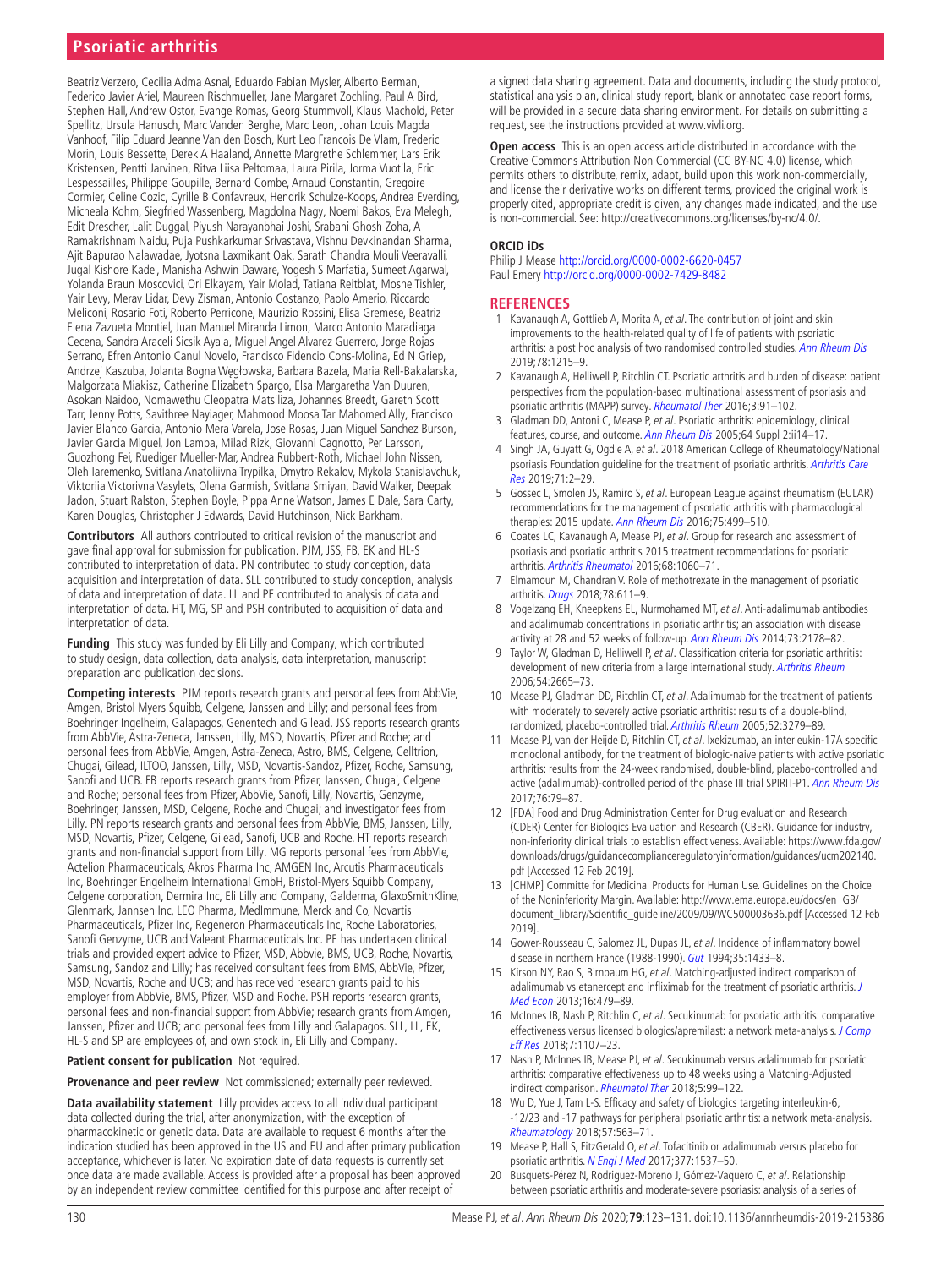Beatriz Verzero, Cecilia Adma Asnal, Eduardo Fabian Mysler, Alberto Berman, Federico Javier Ariel, Maureen Rischmueller, Jane Margaret Zochling, Paul A Bird, Stephen Hall, Andrew Ostor, Evange Romas, Georg Stummvoll, Klaus Machold, Peter Spellitz, Ursula Hanusch, Marc Vanden Berghe, Marc Leon, Johan Louis Magda Vanhoof, Filip Eduard Jeanne Van den Bosch, Kurt Leo Francois De Vlam, Frederic Morin, Louis Bessette, Derek A Haaland, Annette Margrethe Schlemmer, Lars Erik Kristensen, Pentti Jarvinen, Ritva Liisa Peltomaa, Laura Pirila, Jorma Vuotila, Eric Lespessailles, Philippe Goupille, Bernard Combe, Arnaud Constantin, Gregoire Cormier, Celine Cozic, Cyrille B Confavreux, Hendrik Schulze-Koops, Andrea Everding, Micheala Kohm, Siegfried Wassenberg, Magdolna Nagy, Noemi Bakos, Eva Melegh, Edit Drescher, Lalit Duggal, Piyush Narayanbhai Joshi, Srabani Ghosh Zoha, A Ramakrishnam Naidu, Puja Pushkarkumar Srivastava, Vishnu Devkinandan Sharma, Ajit Bapurao Nalawadae, Jyotsna Laxmikant Oak, Sarath Chandra Mouli Veeravalli, Jugal Kishore Kadel, Manisha Ashwin Daware, Yogesh S Marfatia, Sumeet Agarwal, Yolanda Braun Moscovici, Ori Elkayam, Yair Molad, Tatiana Reitblat, Moshe Tishler, Yair Levy, Merav Lidar, Devy Zisman, Antonio Costanzo, Paolo Amerio, Riccardo Meliconi, Rosario Foti, Roberto Perricone, Maurizio Rossini, Elisa Gremese, Beatriz Elena Zazueta Montiel, Juan Manuel Miranda Limon, Marco Antonio Maradiaga Cecena, Sandra Araceli Sicsik Ayala, Miguel Angel Alvarez Guerrero, Jorge Rojas Serrano, Efren Antonio Canul Novelo, Francisco Fidencio Cons-Molina, Ed N Griep, Andrzej Kaszuba, Jolanta Bogna Węgłowska, Barbara Bazela, Maria Rell-Bakalarska, Malgorzata Miakisz, Catherine Elizabeth Spargo, Elsa Margaretha Van Duuren, Asokan Naidoo, Nomawethu Cleopatra Matsiliza, Johannes Breedt, Gareth Scott Tarr, Jenny Potts, Savithree Nayiager, Mahmood Moosa Tar Mahomed Ally, Francisco Javier Blanco Garcia, Antonio Mera Varela, Jose Rosas, Juan Miguel Sanchez Burson, Javier Garcia Miguel, Jon Lampa, Milad Rizk, Giovanni Cagnotto, Per Larsson, Guozhong Fei, Ruediger Mueller-Mar, Andrea Rubbert-Roth, Michael John Nissen, Oleh Iaremenko, Svitlana Anatoliivna Trypilka, Dmytro Rekalov, Mykola Stanislavchuk, Viktoriia Viktorivna Vasylets, Olena Garmish, Svitlana Smiyan, David Walker, Deepak Jadon, Stuart Ralston, Stephen Boyle, Pippa Anne Watson, James E Dale, Sara Carty, Karen Douglas, Christopher J Edwards, David Hutchinson, Nick Barkham.

**Contributors** All authors contributed to critical revision of the manuscript and gave final approval for submission for publication. PJM, JSS, FB, EK and HL-S contributed to interpretation of data. PN contributed to study conception, data acquisition and interpretation of data. SLL contributed to study conception, analysis of data and interpretation of data. LL and PE contributed to analysis of data and interpretation of data. HT, MG, SP and PSH contributed to acquisition of data and interpretation of data.

**Funding** This study was funded by Eli Lilly and Company, which contributed to study design, data collection, data analysis, data interpretation, manuscript preparation and publication decisions.

**Competing interests** PJM reports research grants and personal fees from AbbVie, Amgen, Bristol Myers Squibb, Celgene, Janssen and Lilly; and personal fees from Boehringer Ingelheim, Galapagos, Genentech and Gilead. JSS reports research grants from AbbVie, Astra-Zeneca, Janssen, Lilly, MSD, Novartis, Pfizer and Roche; and personal fees from AbbVie, Amgen, Astra-Zeneca, Astro, BMS, Celgene, Celltrion, Chugai, Gilead, ILTOO, Janssen, Lilly, MSD, Novartis-Sandoz, Pfizer, Roche, Samsung, Sanofi and UCB. FB reports research grants from Pfizer, Janssen, Chugai, Celgene and Roche; personal fees from Pfizer, AbbVie, Sanofi, Lilly, Novartis, Genzyme, Boehringer, Janssen, MSD, Celgene, Roche and Chugai; and investigator fees from Lilly. PN reports research grants and personal fees from AbbVie, BMS, Janssen, Lilly, MSD, Novartis, Pfizer, Celgene, Gilead, Sanofi, UCB and Roche. HT reports research grants and non-financial support from Lilly. MG reports personal fees from AbbVie, Actelion Pharmaceuticals, Akros Pharma Inc, AMGEN Inc, Arcutis Pharmaceuticals Inc, Boehringer Engelheim International GmbH, Bristol-Myers Squibb Company, Celgene corporation, Dermira Inc, Eli Lilly and Company, Galderma, GlaxoSmithKline, Glenmark, Jannsen Inc, LEO Pharma, MedImmune, Merck and Co, Novartis Pharmaceuticals, Pfizer Inc, Regeneron Pharmaceuticals Inc, Roche Laboratories, Sanofi Genzyme, UCB and Valeant Pharmaceuticals Inc. PE has undertaken clinical trials and provided expert advice to Pfizer, MSD, Abbvie, BMS, UCB, Roche, Novartis, Samsung, Sandoz and Lilly; has received consultant fees from BMS, AbbVie, Pfizer, MSD, Novartis, Roche and UCB; and has received research grants paid to his employer from AbbVie, BMS, Pfizer, MSD and Roche. PSH reports research grants, personal fees and non-financial support from AbbVie; research grants from Amgen, Janssen, Pfizer and UCB; and personal fees from Lilly and Galapagos. SLL, LL, EK, HL-S and SP are employees of, and own stock in, Eli Lilly and Company.

**Patient consent for publication** Not required.

**Provenance and peer review** Not commissioned; externally peer reviewed.

**Data availability statement** Lilly provides access to all individual participant data collected during the trial, after anonymization, with the exception of pharmacokinetic or genetic data. Data are available to request 6 months after the indication studied has been approved in the US and EU and after primary publication acceptance, whichever is later. No expiration date of data requests is currently set once data are made available. Access is provided after a proposal has been approved by an independent review committee identified for this purpose and after receipt of a signed data sharing agreement. Data and documents, including the study protocol, statistical analysis plan, clinical study report, blank or annotated case report forms, will be provided in a secure data sharing environment. For details on submitting a request, see the instructions provided at www.vivli.org.

**Open access** This is an open access article distributed in accordance with the Creative Commons Attribution Non Commercial (CC BY-NC 4.0) license, which permits others to distribute, remix, adapt, build upon this work non-commercially, and license their derivative works on different terms, provided the original work is properly cited, appropriate credit is given, any changes made indicated, and the use is non-commercial. See: http://creativecommons.org/licenses/by-nc/4.0/.

### ORCID iDs

Philip J Mease http://orcid.org/0000-0002-6620-0457
Paul Emery http://orcid.org/0000-0002-7429-8482

## REFERENCES

1. Kavanaugh A, Gottlieb A, Morita A, *et al*. The contribution of joint and skin improvements to the health-related quality of life of patients with psoriatic arthritis: a post hoc analysis of two randomised controlled studies. *Ann Rheum Dis* 2019;78:1215–9.
2. Kavanaugh A, Helliwell P, Ritchlin CT. Psoriatic arthritis and burden of disease: patient perspectives from the population-based multinational assessment of psoriasis and psoriatic arthritis (MAPP) survey. *Rheumatol Ther* 2016;3:91–102.
3. Gladman DD, Antoni C, Mease P, *et al*. Psoriatic arthritis: epidemiology, clinical features, course, and outcome. *Ann Rheum Dis* 2005;64 Suppl 2:ii14–17.
4. Singh JA, Guyatt G, Ogdie A, *et al*. 2018 American College of Rheumatology/National psoriasis Foundation guideline for the treatment of psoriatic arthritis. *Arthritis Care Res* 2019;71:2–29.
5. Gossec L, Smolen JS, Ramiro S, *et al*. European League against rheumatism (EULAR) recommendations for the management of psoriatic arthritis with pharmacological therapies: 2015 update. *Ann Rheum Dis* 2016;75:499–510.
6. Coates LC, Kavanaugh A, Mease PJ, *et al*. Group for research and assessment of psoriasis and psoriatic arthritis 2015 treatment recommendations for psoriatic arthritis. *Arthritis Rheumatol* 2016;68:1060–71.
7. Elmamoun M, Chandran V. Role of methotrexate in the management of psoriatic arthritis. *Drugs* 2018;78:611–9.
8. Vogelzang EH, Kneepkens EL, Nurmohamed MT, *et al*. Anti-adalimumab antibodies and adalimumab concentrations in psoriatic arthritis; an association with disease activity at 28 and 52 weeks of follow-up. *Ann Rheum Dis* 2014;73:2178–82.
9. Taylor W, Gladman D, Helliwell P, *et al*. Classification criteria for psoriatic arthritis: development of new criteria from a large international study. *Arthritis Rheum* 2006;54:2665–73.
10. Mease PJ, Gladman DD, Ritchlin CT, *et al*. Adalimumab for the treatment of patients with moderately to severely active psoriatic arthritis: results of a double-blind, randomized, placebo-controlled trial. *Arthritis Rheum* 2005;52:3279–89.
11. Mease PJ, van der Heijde D, Ritchlin CT, *et al*. Ixekizumab, an interleukin-17A specific monoclonal antibody, for the treatment of biologic-naive patients with active psoriatic arthritis: results from the 24-week randomised, double-blind, placebo-controlled and active (adalimumab)-controlled period of the phase III trial SPIRIT-P1. *Ann Rheum Dis* 2017;76:79–87.
12. [FDA] Food and Drug Administration Center for Drug evaluation and Research (CDER) Center for Biologics Evaluation and Research (CBER). Guidance for industry, non-inferiority clinical trials to establish effectiveness. Available: https://www.fda.gov/downloads/drugs/guidancecomplianceregulatoryinformation/guidances/ucm202140.pdf [Accessed 12 Feb 2019].
13. [CHMP] Committe for Medicinal Products for Human Use. Guidelines on the Choice of the Noninferiority Margin. Available: http://www.ema.europa.eu/docs/en_GB/document_library/Scientific_guideline/2009/09/WC500003636.pdf [Accessed 12 Feb 2019].
14. Gower-Rousseau C, Salomez JL, Dupas JL, *et al*. Incidence of inflammatory bowel disease in northern France (1988-1990). *Gut* 1994;35:1433–8.
15. Kirson NY, Rao S, Birnbaum HG, *et al*. Matching-adjusted indirect comparison of adalimumab vs etanercept and infliximab for the treatment of psoriatic arthritis. *J Med Econ* 2013;16:479–89.
16. McInnes IB, Nash P, Ritchlin C, *et al*. Secukinumab for psoriatic arthritis: comparative effectiveness versus licensed biologics/apremilast: a network meta-analysis. *J Comp Eff Res* 2018;7:1107–23.
17. Nash P, McInnes IB, Mease PJ, *et al*. Secukinumab versus adalimumab for psoriatic arthritis: comparative effectiveness up to 48 weeks using a Matching-Adjusted indirect comparison. *Rheumatol Ther* 2018;5:99–122.
18. Wu D, Yue J, Tam L-S. Efficacy and safety of biologics targeting interleukin-6, -12/23 and -17 pathways for peripheral psoriatic arthritis: a network meta-analysis. *Rheumatology* 2018;57:563–71.
19. Mease P, Hall S, FitzGerald O, *et al*. Tofacitinib or adalimumab versus placebo for psoriatic arthritis. *N Engl J Med* 2017;377:1537–50.
20. Busquets-Pérez N, Rodriguez-Moreno J, Gómez-Vaquero C, *et al*. Relationship between psoriatic arthritis and moderate-severe psoriasis: analysis of a series of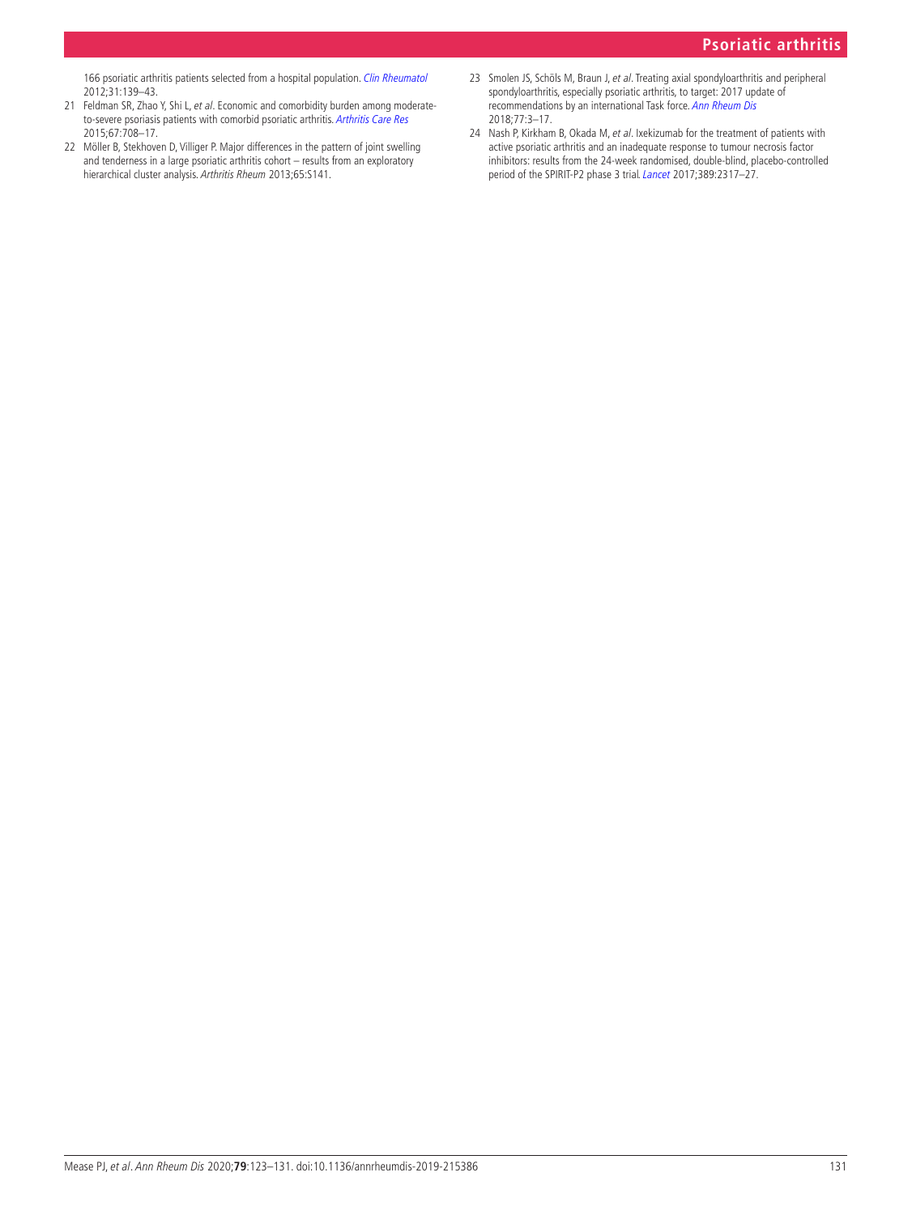166 psoriatic arthritis patients selected from a hospital population. *Clin Rheumatol* 2012;31:139–43.

21 Feldman SR, Zhao Y, Shi L, *et al*. Economic and comorbidity burden among moderate-to-severe psoriasis patients with comorbid psoriatic arthritis. *Arthritis Care Res* 2015;67:708–17.

22 Möller B, Stekhoven D, Villiger P. Major differences in the pattern of joint swelling and tenderness in a large psoriatic arthritis cohort – results from an exploratory hierarchical cluster analysis. *Arthritis Rheum* 2013;65:S141.

23 Smolen JS, Schöls M, Braun J, *et al*. Treating axial spondyloarthritis and peripheral spondyloarthritis, especially psoriatic arthritis, to target: 2017 update of recommendations by an international Task force. *Ann Rheum Dis* 2018;77:3–17.

24 Nash P, Kirkham B, Okada M, *et al*. Ixekizumab for the treatment of patients with active psoriatic arthritis and an inadequate response to tumour necrosis factor inhibitors: results from the 24-week randomised, double-blind, placebo-controlled period of the SPIRIT-P2 phase 3 trial. *Lancet* 2017;389:2317–27.